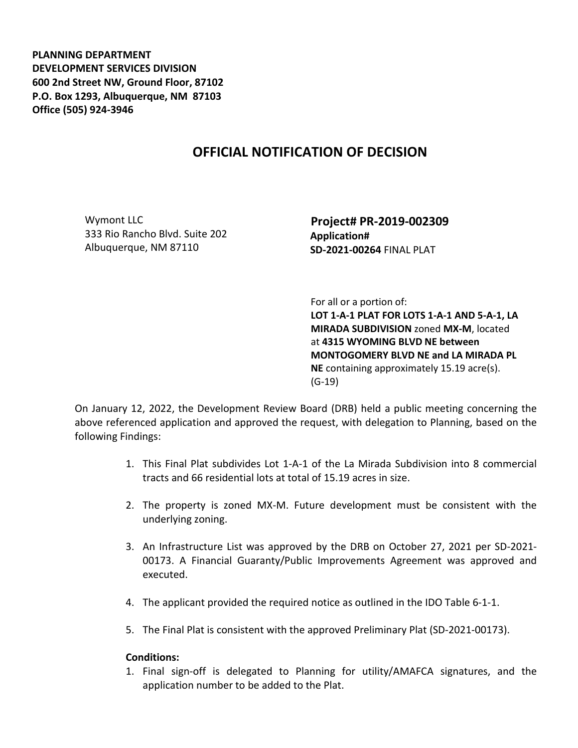**PLANNING DEPARTMENT**
**DEVELOPMENT SERVICES DIVISION**
**600 2nd Street NW, Ground Floor, 87102**
**P.O. Box 1293, Albuquerque, NM 87103**
**Office (505) 924-3946**

# OFFICIAL NOTIFICATION OF DECISION

Wymont LLC
333 Rio Rancho Blvd. Suite 202
Albuquerque, NM 87110

**Project# PR-2019-002309**
**Application#**
**SD-2021-00264** FINAL PLAT

For all or a portion of:
**LOT 1-A-1 PLAT FOR LOTS 1-A-1 AND 5-A-1, LA MIRADA SUBDIVISION** zoned **MX-M**, located at **4315 WYOMING BLVD NE between MONTOGOMERY BLVD NE and LA MIRADA PL NE** containing approximately 15.19 acre(s). (G-19)

On January 12, 2022, the Development Review Board (DRB) held a public meeting concerning the above referenced application and approved the request, with delegation to Planning, based on the following Findings:

1. This Final Plat subdivides Lot 1-A-1 of the La Mirada Subdivision into 8 commercial tracts and 66 residential lots at total of 15.19 acres in size.

2. The property is zoned MX-M. Future development must be consistent with the underlying zoning.

3. An Infrastructure List was approved by the DRB on October 27, 2021 per SD-2021-00173. A Financial Guaranty/Public Improvements Agreement was approved and executed.

4. The applicant provided the required notice as outlined in the IDO Table 6-1-1.

5. The Final Plat is consistent with the approved Preliminary Plat (SD-2021-00173).

**Conditions:**

1. Final sign-off is delegated to Planning for utility/AMAFCA signatures, and the application number to be added to the Plat.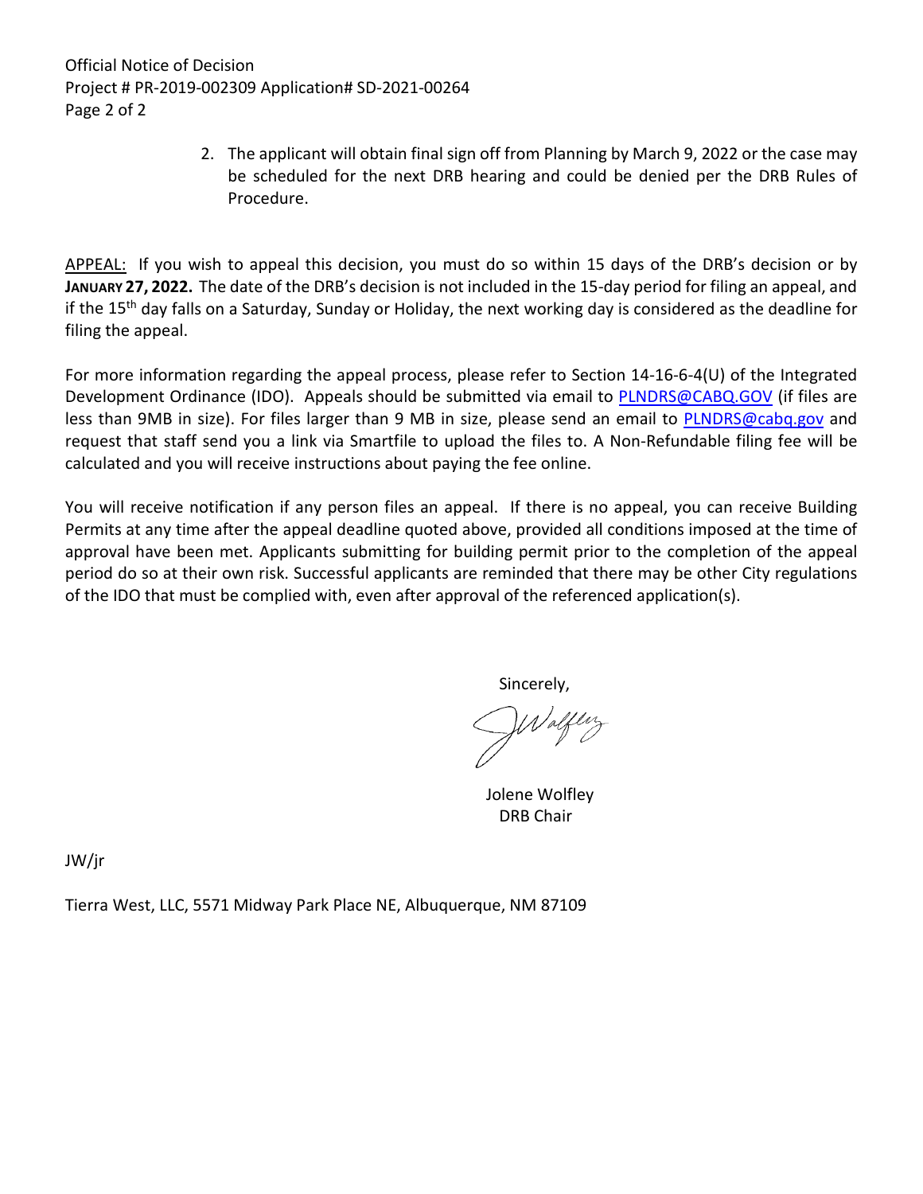2. The applicant will obtain final sign off from Planning by March 9, 2022 or the case may be scheduled for the next DRB hearing and could be denied per the DRB Rules of Procedure.

APPEAL: If you wish to appeal this decision, you must do so within 15 days of the DRB's decision or by **JANUARY 27, 2022.** The date of the DRB's decision is not included in the 15-day period for filing an appeal, and if the 15th day falls on a Saturday, Sunday or Holiday, the next working day is considered as the deadline for filing the appeal.

For more information regarding the appeal process, please refer to Section 14-16-6-4(U) of the Integrated Development Ordinance (IDO). Appeals should be submitted via email to PLNDRS@CABQ.GOV (if files are less than 9MB in size). For files larger than 9 MB in size, please send an email to PLNDRS@cabq.gov and request that staff send you a link via Smartfile to upload the files to. A Non-Refundable filing fee will be calculated and you will receive instructions about paying the fee online.

You will receive notification if any person files an appeal. If there is no appeal, you can receive Building Permits at any time after the appeal deadline quoted above, provided all conditions imposed at the time of approval have been met. Applicants submitting for building permit prior to the completion of the appeal period do so at their own risk. Successful applicants are reminded that there may be other City regulations of the IDO that must be complied with, even after approval of the referenced application(s).

Sincerely,

Jolene Wolfley
DRB Chair

JW/jr

Tierra West, LLC, 5571 Midway Park Place NE, Albuquerque, NM 87109